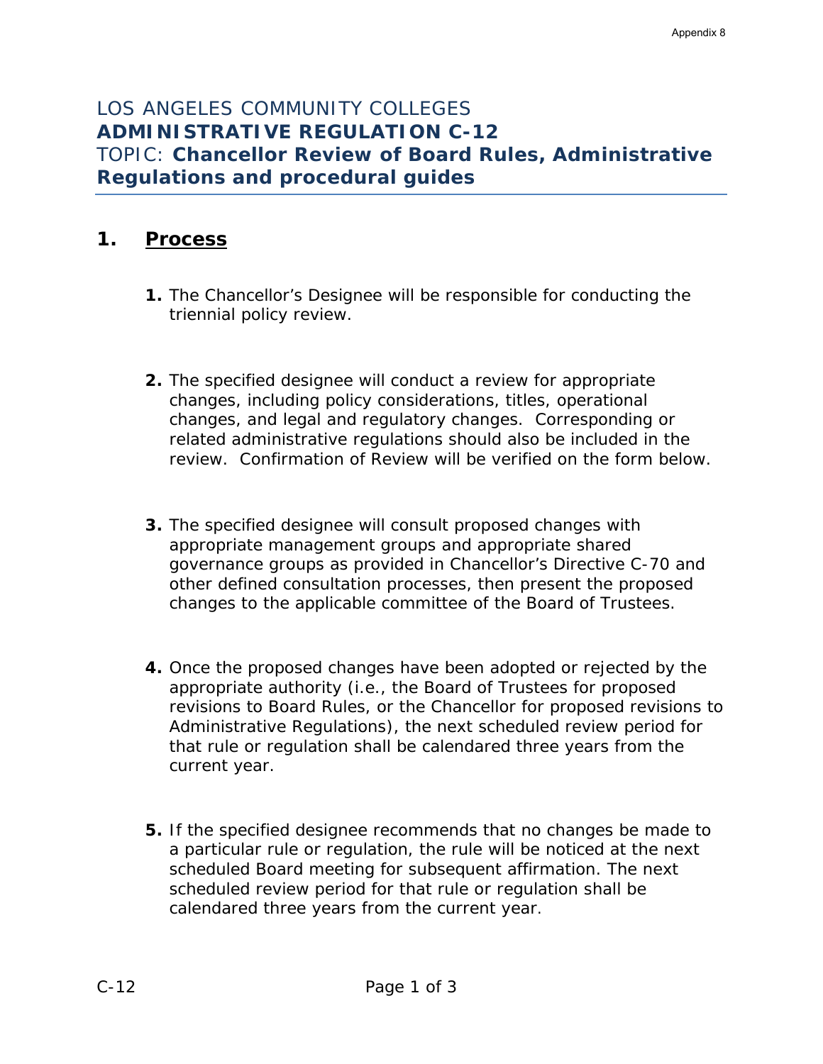LOS ANGELES COMMUNITY COLLEGES

# ADMINISTRATIVE REGULATION C-12

TOPIC: **Chancellor Review of Board Rules, Administrative Regulations and procedural guides**

## 1. Process

1. The Chancellor's Designee will be responsible for conducting the triennial policy review.

2. The specified designee will conduct a review for appropriate changes, including policy considerations, titles, operational changes, and legal and regulatory changes. Corresponding or related administrative regulations should also be included in the review. Confirmation of Review will be verified on the form below.

3. The specified designee will consult proposed changes with appropriate management groups and appropriate shared governance groups as provided in Chancellor's Directive C-70 and other defined consultation processes, then present the proposed changes to the applicable committee of the Board of Trustees.

4. Once the proposed changes have been adopted or rejected by the appropriate authority (i.e., the Board of Trustees for proposed revisions to Board Rules, or the Chancellor for proposed revisions to Administrative Regulations), the next scheduled review period for that rule or regulation shall be calendared three years from the current year.

5. If the specified designee recommends that no changes be made to a particular rule or regulation, the rule will be noticed at the next scheduled Board meeting for subsequent affirmation. The next scheduled review period for that rule or regulation shall be calendared three years from the current year.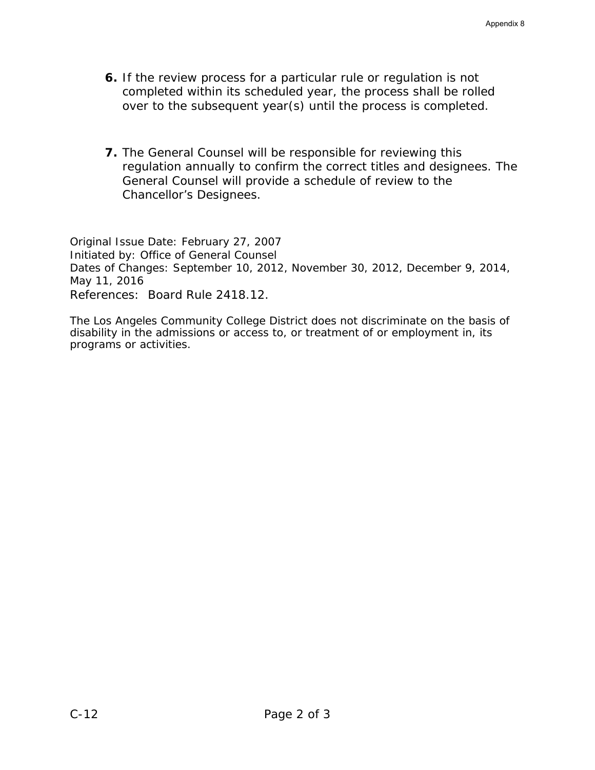6. If the review process for a particular rule or regulation is not completed within its scheduled year, the process shall be rolled over to the subsequent year(s) until the process is completed.

7. The General Counsel will be responsible for reviewing this regulation annually to confirm the correct titles and designees. The General Counsel will provide a schedule of review to the Chancellor's Designees.

Original Issue Date: February 27, 2007
Initiated by: Office of General Counsel
Dates of Changes: September 10, 2012, November 30, 2012, December 9, 2014, May 11, 2016
References: Board Rule 2418.12.

The Los Angeles Community College District does not discriminate on the basis of disability in the admissions or access to, or treatment of or employment in, its programs or activities.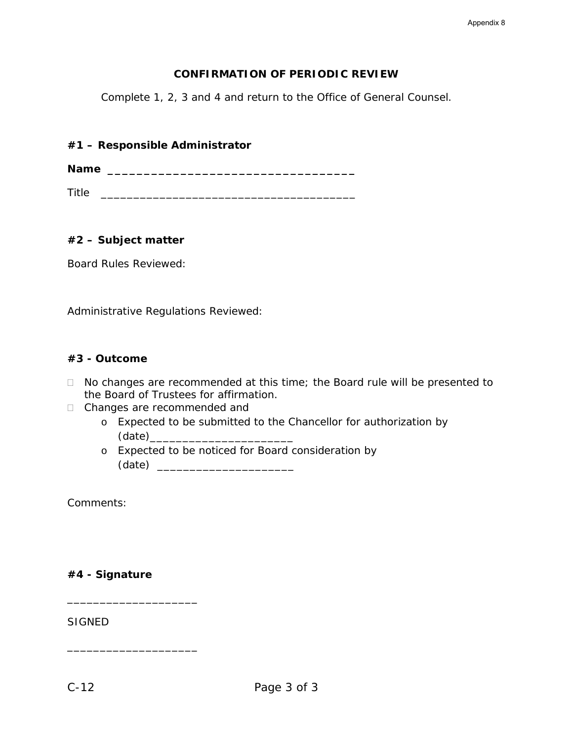Appendix 8

## CONFIRMATION OF PERIODIC REVIEW

Complete 1, 2, 3 and 4 and return to the Office of General Counsel.

**#1 – Responsible Administrator**

**Name** ___________________________________

Title ____________________________________

**#2 – Subject matter**

Board Rules Reviewed:

Administrative Regulations Reviewed:

**#3 - Outcome**

- ☐ No changes are recommended at this time; the Board rule will be presented to the Board of Trustees for affirmation.
- ☐ Changes are recommended and
  - Expected to be submitted to the Chancellor for authorization by (date)______________________
  - Expected to be noticed for Board consideration by (date) ____________________

Comments:

**#4 - Signature**

____________________

SIGNED

____________________

C-12